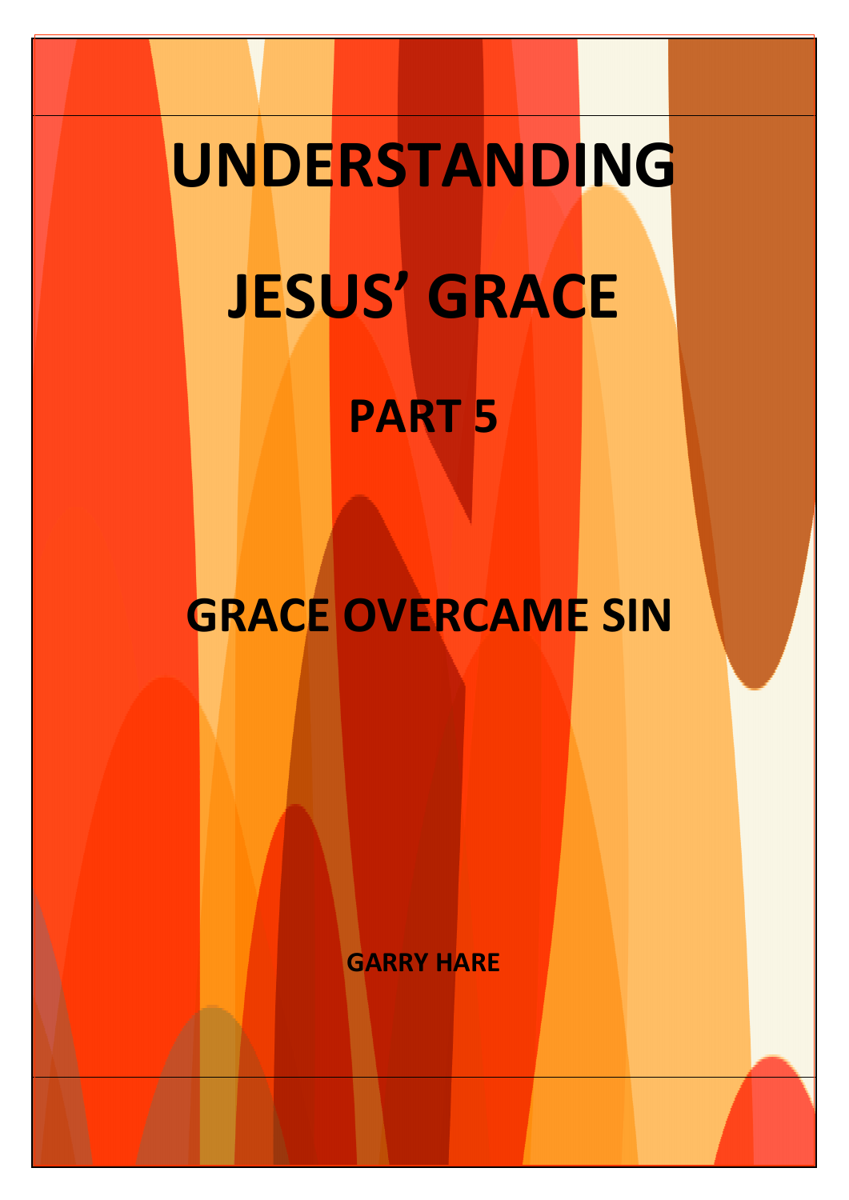# UNDERSTANDING

# JESUS' GRACE

## PART 5

## GRACE OVERCAME SIN

**GARRY HARE**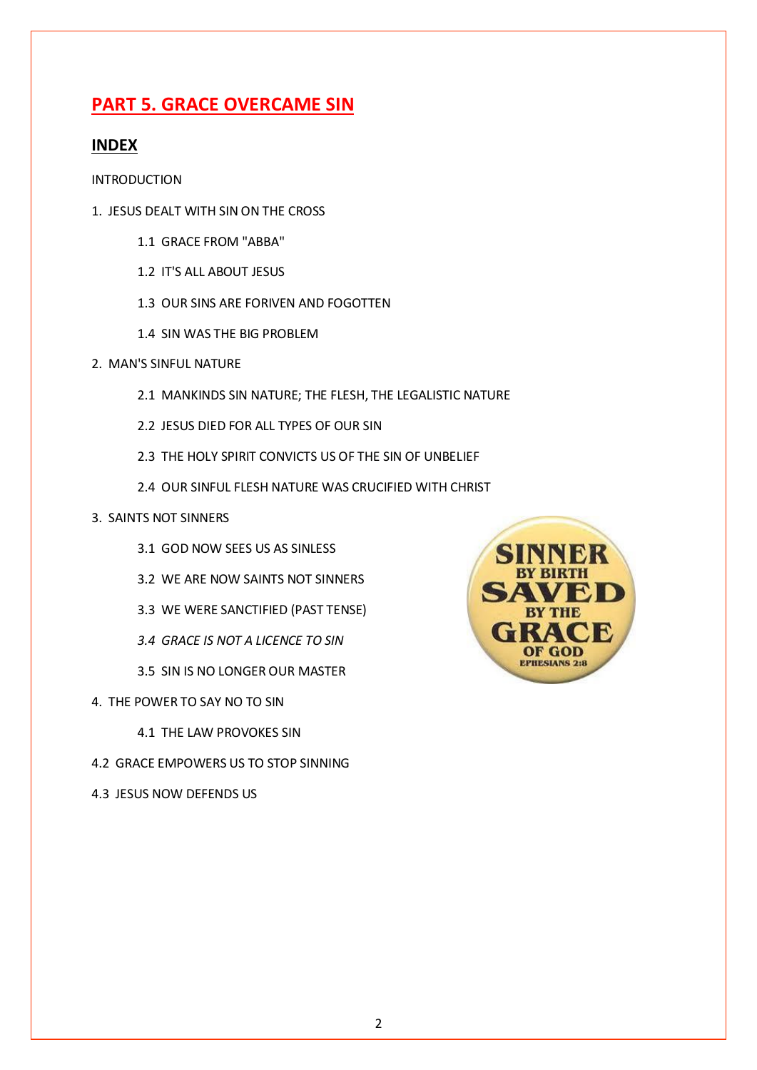# PART 5. GRACE OVERCAME SIN

## INDEX

INTRODUCTION

1. JESUS DEALT WITH SIN ON THE CROSS

    1.1 GRACE FROM "ABBA"

    1.2 IT'S ALL ABOUT JESUS

    1.3 OUR SINS ARE FORIVEN AND FOGOTTEN

    1.4 SIN WAS THE BIG PROBLEM

2. MAN'S SINFUL NATURE

    2.1 MANKINDS SIN NATURE; THE FLESH, THE LEGALISTIC NATURE

    2.2 JESUS DIED FOR ALL TYPES OF OUR SIN

    2.3 THE HOLY SPIRIT CONVICTS US OF THE SIN OF UNBELIEF

    2.4 OUR SINFUL FLESH NATURE WAS CRUCIFIED WITH CHRIST

3. SAINTS NOT SINNERS

    3.1 GOD NOW SEES US AS SINLESS

    3.2 WE ARE NOW SAINTS NOT SINNERS

    3.3 WE WERE SANCTIFIED (PAST TENSE)

    *3.4 GRACE IS NOT A LICENCE TO SIN*

    3.5 SIN IS NO LONGER OUR MASTER

4. THE POWER TO SAY NO TO SIN

    4.1 THE LAW PROVOKES SIN

4.2 GRACE EMPOWERS US TO STOP SINNING

4.3 JESUS NOW DEFENDS US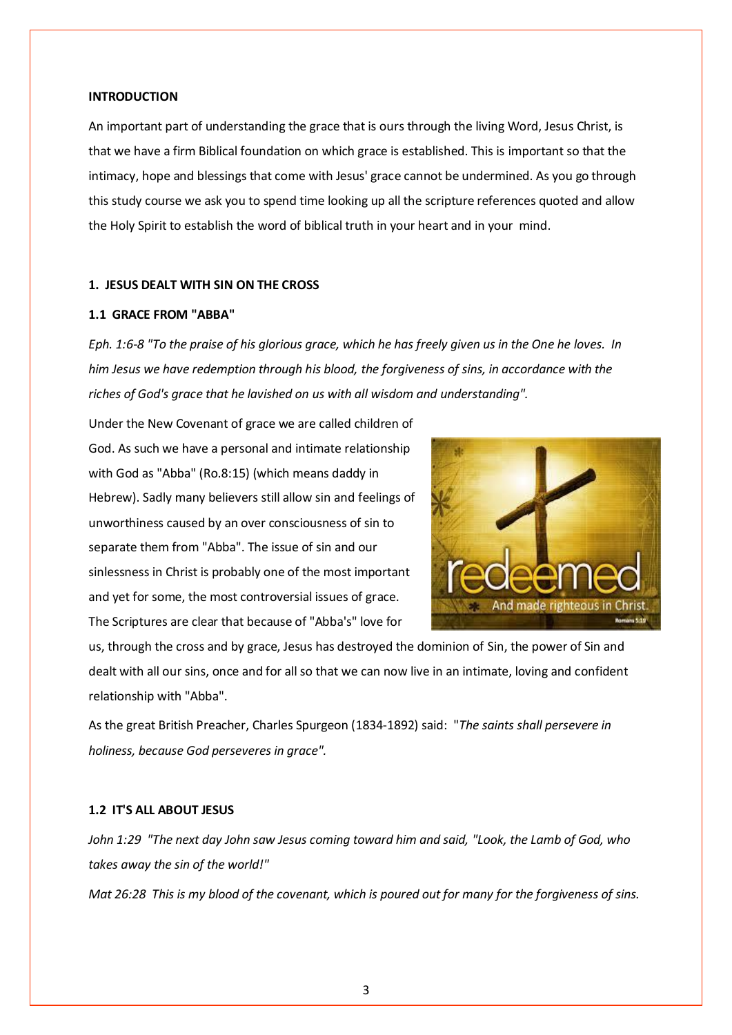**INTRODUCTION**

An important part of understanding the grace that is ours through the living Word, Jesus Christ, is that we have a firm Biblical foundation on which grace is established. This is important so that the intimacy, hope and blessings that come with Jesus' grace cannot be undermined. As you go through this study course we ask you to spend time looking up all the scripture references quoted and allow the Holy Spirit to establish the word of biblical truth in your heart and in your mind.

## 1. JESUS DEALT WITH SIN ON THE CROSS

### 1.1 GRACE FROM "ABBA"

*Eph. 1:6-8 "To the praise of his glorious grace, which he has freely given us in the One he loves. In him Jesus we have redemption through his blood, the forgiveness of sins, in accordance with the riches of God's grace that he lavished on us with all wisdom and understanding".*

Under the New Covenant of grace we are called children of God. As such we have a personal and intimate relationship with God as "Abba" (Ro.8:15) (which means daddy in Hebrew). Sadly many believers still allow sin and feelings of unworthiness caused by an over consciousness of sin to separate them from "Abba". The issue of sin and our sinlessness in Christ is probably one of the most important and yet for some, the most controversial issues of grace. The Scriptures are clear that because of "Abba's" love for us, through the cross and by grace, Jesus has destroyed the dominion of Sin, the power of Sin and dealt with all our sins, once and for all so that we can now live in an intimate, loving and confident relationship with "Abba".

As the great British Preacher, Charles Spurgeon (1834-1892) said: "*The saints shall persevere in holiness, because God perseveres in grace".*

### 1.2 IT'S ALL ABOUT JESUS

*John 1:29 "The next day John saw Jesus coming toward him and said, "Look, the Lamb of God, who takes away the sin of the world!"*

*Mat 26:28 This is my blood of the covenant, which is poured out for many for the forgiveness of sins.*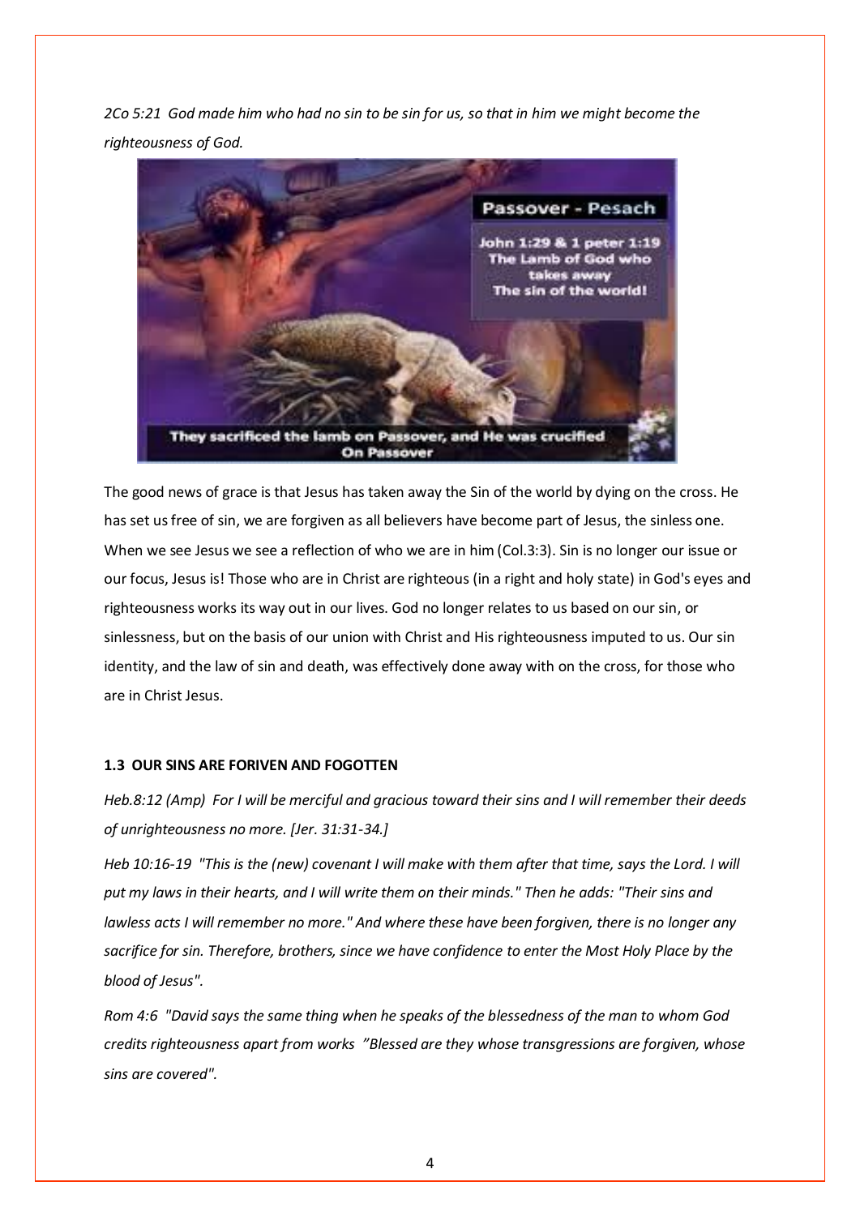*2Co 5:21 God made him who had no sin to be sin for us, so that in him we might become the righteousness of God.*

The good news of grace is that Jesus has taken away the Sin of the world by dying on the cross. He has set us free of sin, we are forgiven as all believers have become part of Jesus, the sinless one. When we see Jesus we see a reflection of who we are in him (Col.3:3). Sin is no longer our issue or our focus, Jesus is! Those who are in Christ are righteous (in a right and holy state) in God's eyes and righteousness works its way out in our lives. God no longer relates to us based on our sin, or sinlessness, but on the basis of our union with Christ and His righteousness imputed to us. Our sin identity, and the law of sin and death, was effectively done away with on the cross, for those who are in Christ Jesus.

### 1.3 OUR SINS ARE FORIVEN AND FOGOTTEN

*Heb.8:12 (Amp) For I will be merciful and gracious toward their sins and I will remember their deeds of unrighteousness no more. [Jer. 31:31-34.]*

*Heb 10:16-19 "This is the (new) covenant I will make with them after that time, says the Lord. I will put my laws in their hearts, and I will write them on their minds." Then he adds: "Their sins and lawless acts I will remember no more." And where these have been forgiven, there is no longer any sacrifice for sin. Therefore, brothers, since we have confidence to enter the Most Holy Place by the blood of Jesus".*

*Rom 4:6 "David says the same thing when he speaks of the blessedness of the man to whom God credits righteousness apart from works "Blessed are they whose transgressions are forgiven, whose sins are covered".*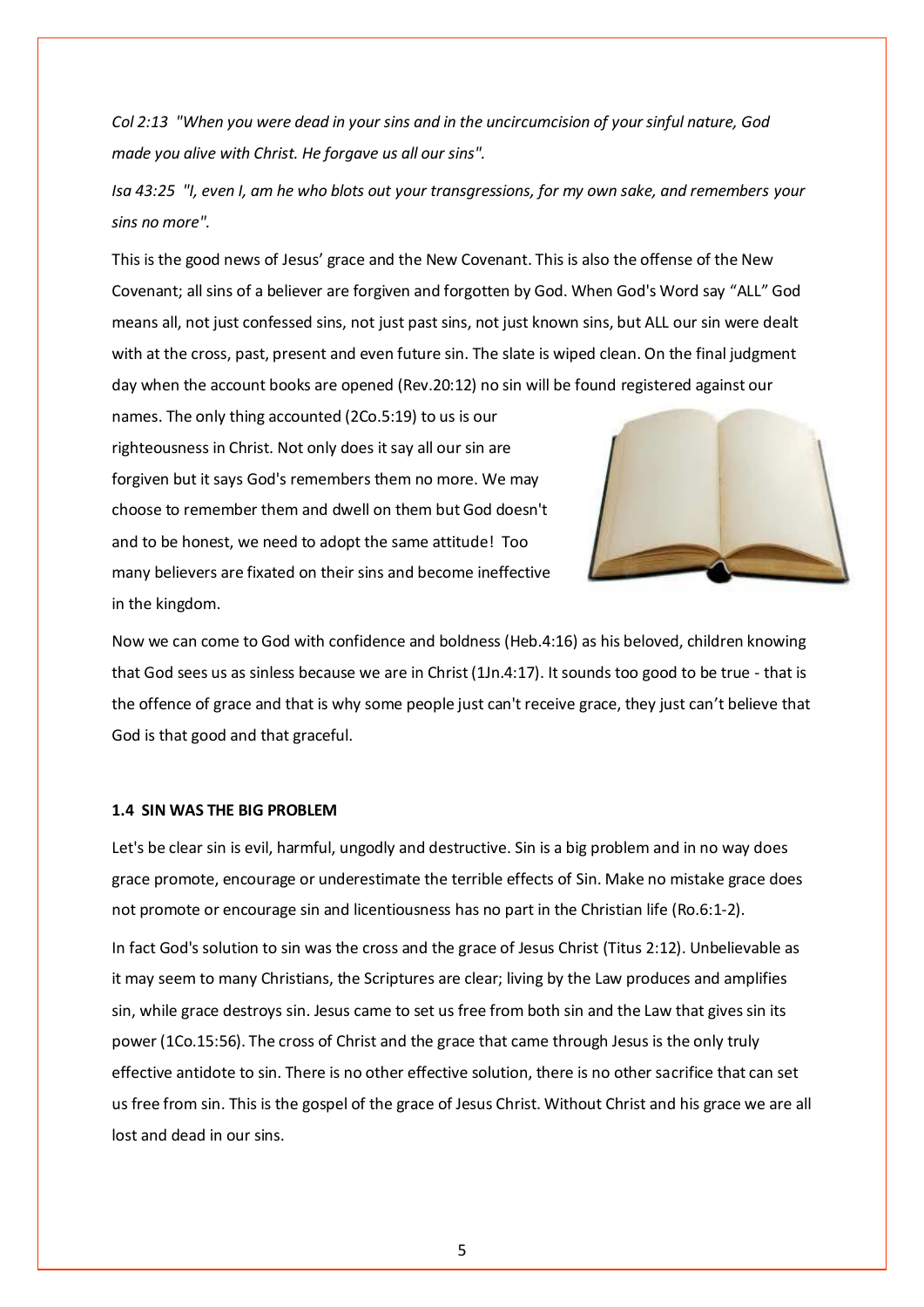*Col 2:13 "When you were dead in your sins and in the uncircumcision of your sinful nature, God made you alive with Christ. He forgave us all our sins".*

*Isa 43:25 "I, even I, am he who blots out your transgressions, for my own sake, and remembers your sins no more".*

This is the good news of Jesus' grace and the New Covenant. This is also the offense of the New Covenant; all sins of a believer are forgiven and forgotten by God. When God's Word say "ALL" God means all, not just confessed sins, not just past sins, not just known sins, but ALL our sin were dealt with at the cross, past, present and even future sin. The slate is wiped clean. On the final judgment day when the account books are opened (Rev.20:12) no sin will be found registered against our names. The only thing accounted (2Co.5:19) to us is our righteousness in Christ. Not only does it say all our sin are forgiven but it says God's remembers them no more. We may choose to remember them and dwell on them but God doesn't and to be honest, we need to adopt the same attitude! Too many believers are fixated on their sins and become ineffective in the kingdom.

Now we can come to God with confidence and boldness (Heb.4:16) as his beloved, children knowing that God sees us as sinless because we are in Christ (1Jn.4:17). It sounds too good to be true - that is the offence of grace and that is why some people just can't receive grace, they just can't believe that God is that good and that graceful.

#### 1.4 SIN WAS THE BIG PROBLEM

Let's be clear sin is evil, harmful, ungodly and destructive. Sin is a big problem and in no way does grace promote, encourage or underestimate the terrible effects of Sin. Make no mistake grace does not promote or encourage sin and licentiousness has no part in the Christian life (Ro.6:1-2).

In fact God's solution to sin was the cross and the grace of Jesus Christ (Titus 2:12). Unbelievable as it may seem to many Christians, the Scriptures are clear; living by the Law produces and amplifies sin, while grace destroys sin. Jesus came to set us free from both sin and the Law that gives sin its power (1Co.15:56). The cross of Christ and the grace that came through Jesus is the only truly effective antidote to sin. There is no other effective solution, there is no other sacrifice that can set us free from sin. This is the gospel of the grace of Jesus Christ. Without Christ and his grace we are all lost and dead in our sins.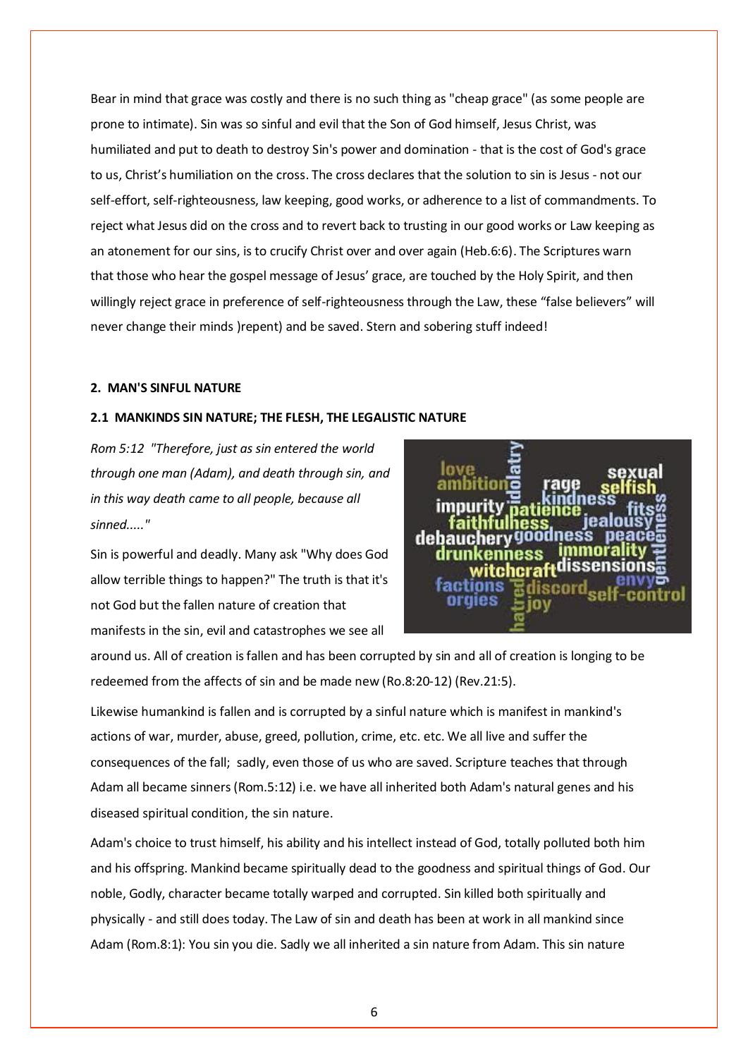Bear in mind that grace was costly and there is no such thing as "cheap grace" (as some people are prone to intimate). Sin was so sinful and evil that the Son of God himself, Jesus Christ, was humiliated and put to death to destroy Sin's power and domination - that is the cost of God's grace to us, Christ's humiliation on the cross. The cross declares that the solution to sin is Jesus - not our self-effort, self-righteousness, law keeping, good works, or adherence to a list of commandments. To reject what Jesus did on the cross and to revert back to trusting in our good works or Law keeping as an atonement for our sins, is to crucify Christ over and over again (Heb.6:6). The Scriptures warn that those who hear the gospel message of Jesus' grace, are touched by the Holy Spirit, and then willingly reject grace in preference of self-righteousness through the Law, these "false believers" will never change their minds )repent) and be saved. Stern and sobering stuff indeed!

## 2. MAN'S SINFUL NATURE

### 2.1 MANKINDS SIN NATURE; THE FLESH, THE LEGALISTIC NATURE

*Rom 5:12 "Therefore, just as sin entered the world through one man (Adam), and death through sin, and in this way death came to all people, because all sinned....."*

Sin is powerful and deadly. Many ask "Why does God allow terrible things to happen?" The truth is that it's not God but the fallen nature of creation that manifests in the sin, evil and catastrophes we see all around us. All of creation is fallen and has been corrupted by sin and all of creation is longing to be redeemed from the affects of sin and be made new (Ro.8:20-12) (Rev.21:5).

Likewise humankind is fallen and is corrupted by a sinful nature which is manifest in mankind's actions of war, murder, abuse, greed, pollution, crime, etc. etc. We all live and suffer the consequences of the fall; sadly, even those of us who are saved. Scripture teaches that through Adam all became sinners (Rom.5:12) i.e. we have all inherited both Adam's natural genes and his diseased spiritual condition, the sin nature.

Adam's choice to trust himself, his ability and his intellect instead of God, totally polluted both him and his offspring. Mankind became spiritually dead to the goodness and spiritual things of God. Our noble, Godly, character became totally warped and corrupted. Sin killed both spiritually and physically - and still does today. The Law of sin and death has been at work in all mankind since Adam (Rom.8:1): You sin you die. Sadly we all inherited a sin nature from Adam. This sin nature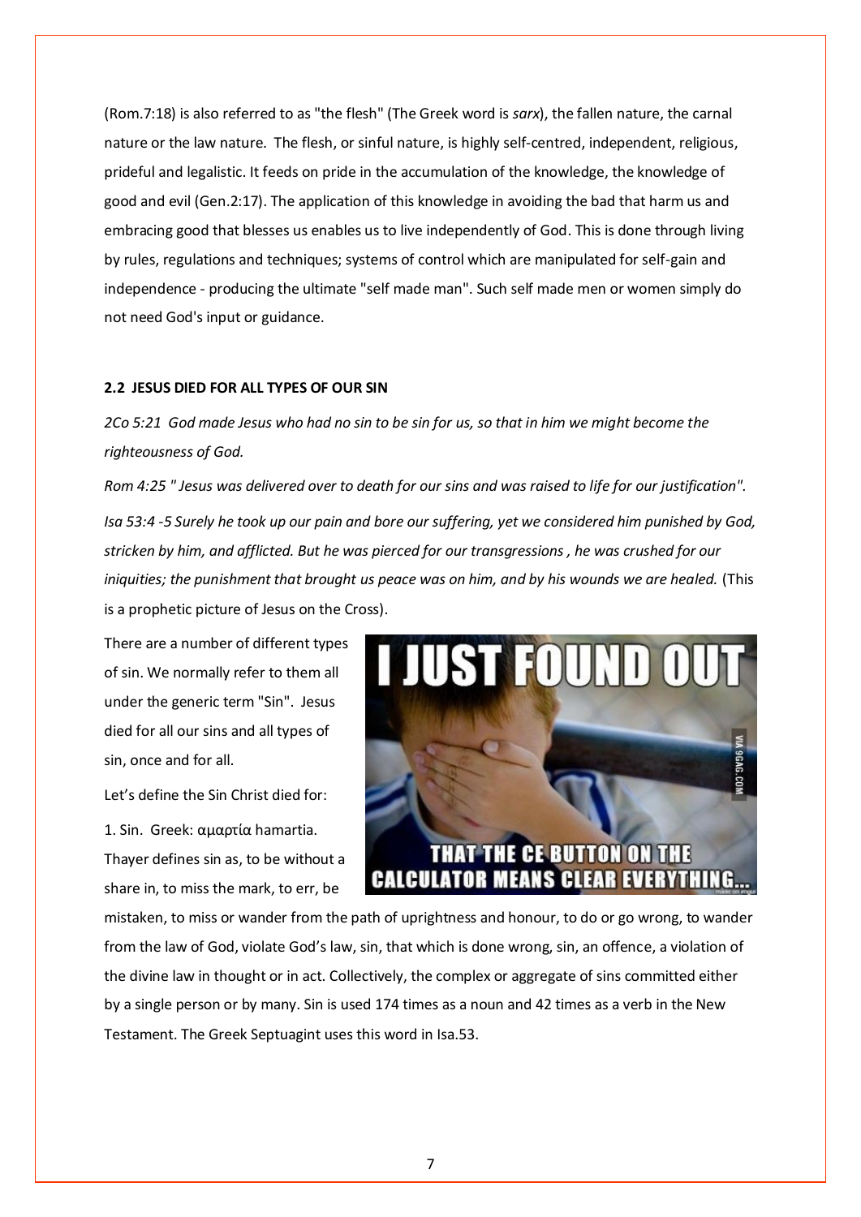(Rom.7:18) is also referred to as "the flesh" (The Greek word is *sarx*), the fallen nature, the carnal nature or the law nature. The flesh, or sinful nature, is highly self-centred, independent, religious, prideful and legalistic. It feeds on pride in the accumulation of the knowledge, the knowledge of good and evil (Gen.2:17). The application of this knowledge in avoiding the bad that harm us and embracing good that blesses us enables us to live independently of God. This is done through living by rules, regulations and techniques; systems of control which are manipulated for self-gain and independence - producing the ultimate "self made man". Such self made men or women simply do not need God's input or guidance.

### 2.2 JESUS DIED FOR ALL TYPES OF OUR SIN

*2Co 5:21 God made Jesus who had no sin to be sin for us, so that in him we might become the righteousness of God.*

*Rom 4:25 " Jesus was delivered over to death for our sins and was raised to life for our justification".*

*Isa 53:4 -5 Surely he took up our pain and bore our suffering, yet we considered him punished by God, stricken by him, and afflicted. But he was pierced for our transgressions , he was crushed for our iniquities; the punishment that brought us peace was on him, and by his wounds we are healed.* (This is a prophetic picture of Jesus on the Cross).

There are a number of different types of sin. We normally refer to them all under the generic term "Sin". Jesus died for all our sins and all types of sin, once and for all.

Let's define the Sin Christ died for:

1. Sin. Greek: αμαρτία hamartia. Thayer defines sin as, to be without a share in, to miss the mark, to err, be mistaken, to miss or wander from the path of uprightness and honour, to do or go wrong, to wander from the law of God, violate God's law, sin, that which is done wrong, sin, an offence, a violation of the divine law in thought or in act. Collectively, the complex or aggregate of sins committed either by a single person or by many. Sin is used 174 times as a noun and 42 times as a verb in the New Testament. The Greek Septuagint uses this word in Isa.53.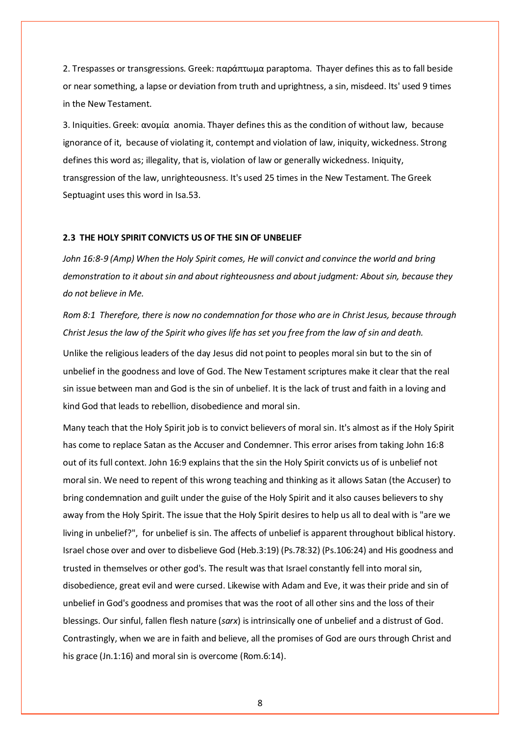2. Trespasses or transgressions. Greek: παράπτωμα paraptoma. Thayer defines this as to fall beside or near something, a lapse or deviation from truth and uprightness, a sin, misdeed. Its' used 9 times in the New Testament.

3. Iniquities. Greek: ανομία anomia. Thayer defines this as the condition of without law, because ignorance of it, because of violating it, contempt and violation of law, iniquity, wickedness. Strong defines this word as; illegality, that is, violation of law or generally wickedness. Iniquity, transgression of the law, unrighteousness. It's used 25 times in the New Testament. The Greek Septuagint uses this word in Isa.53.

### 2.3 THE HOLY SPIRIT CONVICTS US OF THE SIN OF UNBELIEF

*John 16:8-9 (Amp) When the Holy Spirit comes, He will convict and convince the world and bring demonstration to it about sin and about righteousness and about judgment: About sin, because they do not believe in Me.*

*Rom 8:1 Therefore, there is now no condemnation for those who are in Christ Jesus, because through Christ Jesus the law of the Spirit who gives life has set you free from the law of sin and death.*

Unlike the religious leaders of the day Jesus did not point to peoples moral sin but to the sin of unbelief in the goodness and love of God. The New Testament scriptures make it clear that the real sin issue between man and God is the sin of unbelief. It is the lack of trust and faith in a loving and kind God that leads to rebellion, disobedience and moral sin.

Many teach that the Holy Spirit job is to convict believers of moral sin. It's almost as if the Holy Spirit has come to replace Satan as the Accuser and Condemner. This error arises from taking John 16:8 out of its full context. John 16:9 explains that the sin the Holy Spirit convicts us of is unbelief not moral sin. We need to repent of this wrong teaching and thinking as it allows Satan (the Accuser) to bring condemnation and guilt under the guise of the Holy Spirit and it also causes believers to shy away from the Holy Spirit. The issue that the Holy Spirit desires to help us all to deal with is "are we living in unbelief?", for unbelief is sin. The affects of unbelief is apparent throughout biblical history. Israel chose over and over to disbelieve God (Heb.3:19) (Ps.78:32) (Ps.106:24) and His goodness and trusted in themselves or other god's. The result was that Israel constantly fell into moral sin, disobedience, great evil and were cursed. Likewise with Adam and Eve, it was their pride and sin of unbelief in God's goodness and promises that was the root of all other sins and the loss of their blessings. Our sinful, fallen flesh nature (*sarx*) is intrinsically one of unbelief and a distrust of God. Contrastingly, when we are in faith and believe, all the promises of God are ours through Christ and his grace (Jn.1:16) and moral sin is overcome (Rom.6:14).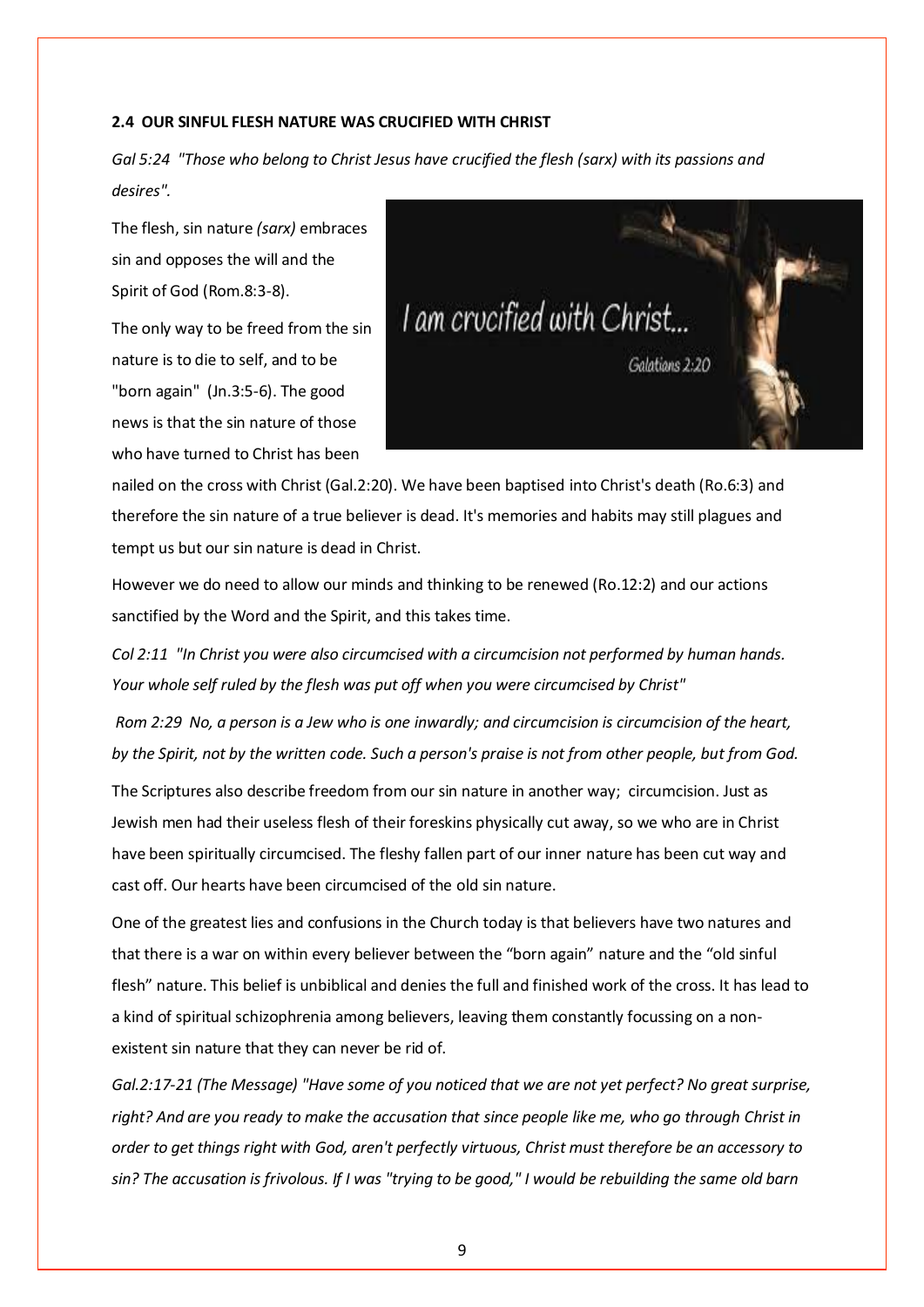**2.4 OUR SINFUL FLESH NATURE WAS CRUCIFIED WITH CHRIST**

*Gal 5:24 "Those who belong to Christ Jesus have crucified the flesh (sarx) with its passions and desires".*

The flesh, sin nature *(sarx)* embraces sin and opposes the will and the Spirit of God (Rom.8:3-8).

The only way to be freed from the sin nature is to die to self, and to be "born again" (Jn.3:5-6). The good news is that the sin nature of those who have turned to Christ has been nailed on the cross with Christ (Gal.2:20). We have been baptised into Christ's death (Ro.6:3) and therefore the sin nature of a true believer is dead. It's memories and habits may still plagues and tempt us but our sin nature is dead in Christ.

However we do need to allow our minds and thinking to be renewed (Ro.12:2) and our actions sanctified by the Word and the Spirit, and this takes time.

*Col 2:11 "In Christ you were also circumcised with a circumcision not performed by human hands. Your whole self ruled by the flesh was put off when you were circumcised by Christ"*

*Rom 2:29 No, a person is a Jew who is one inwardly; and circumcision is circumcision of the heart, by the Spirit, not by the written code. Such a person's praise is not from other people, but from God.*

The Scriptures also describe freedom from our sin nature in another way; circumcision. Just as Jewish men had their useless flesh of their foreskins physically cut away, so we who are in Christ have been spiritually circumcised. The fleshy fallen part of our inner nature has been cut way and cast off. Our hearts have been circumcised of the old sin nature.

One of the greatest lies and confusions in the Church today is that believers have two natures and that there is a war on within every believer between the "born again" nature and the "old sinful flesh" nature. This belief is unbiblical and denies the full and finished work of the cross. It has lead to a kind of spiritual schizophrenia among believers, leaving them constantly focussing on a non-existent sin nature that they can never be rid of.

*Gal.2:17-21 (The Message) "Have some of you noticed that we are not yet perfect? No great surprise, right? And are you ready to make the accusation that since people like me, who go through Christ in order to get things right with God, aren't perfectly virtuous, Christ must therefore be an accessory to sin? The accusation is frivolous. If I was "trying to be good," I would be rebuilding the same old barn*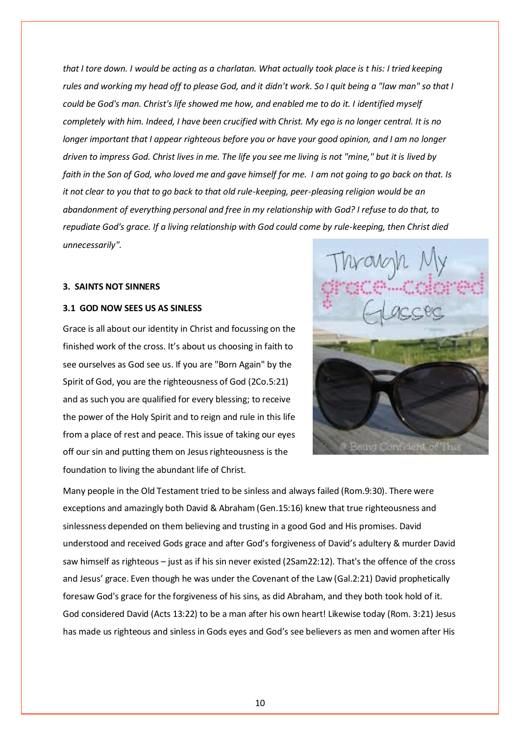*that I tore down. I would be acting as a charlatan. What actually took place is t his: I tried keeping rules and working my head off to please God, and it didn't work. So I quit being a "law man" so that I could be God's man. Christ's life showed me how, and enabled me to do it. I identified myself completely with him. Indeed, I have been crucified with Christ. My ego is no longer central. It is no longer important that I appear righteous before you or have your good opinion, and I am no longer driven to impress God. Christ lives in me. The life you see me living is not "mine," but it is lived by faith in the Son of God, who loved me and gave himself for me. I am not going to go back on that. Is it not clear to you that to go back to that old rule-keeping, peer-pleasing religion would be an abandonment of everything personal and free in my relationship with God? I refuse to do that, to repudiate God's grace. If a living relationship with God could come by rule-keeping, then Christ died unnecessarily".*

**3. SAINTS NOT SINNERS**

**3.1 GOD NOW SEES US AS SINLESS**

Grace is all about our identity in Christ and focussing on the finished work of the cross. It's about us choosing in faith to see ourselves as God see us. If you are "Born Again" by the Spirit of God, you are the righteousness of God (2Co.5:21) and as such you are qualified for every blessing; to receive the power of the Holy Spirit and to reign and rule in this life from a place of rest and peace. This issue of taking our eyes off our sin and putting them on Jesus righteousness is the foundation to living the abundant life of Christ.

Many people in the Old Testament tried to be sinless and always failed (Rom.9:30). There were exceptions and amazingly both David & Abraham (Gen.15:16) knew that true righteousness and sinlessness depended on them believing and trusting in a good God and His promises. David understood and received Gods grace and after God's forgiveness of David's adultery & murder David saw himself as righteous – just as if his sin never existed (2Sam22:12). That's the offence of the cross and Jesus' grace. Even though he was under the Covenant of the Law (Gal.2:21) David prophetically foresaw God's grace for the forgiveness of his sins, as did Abraham, and they both took hold of it. God considered David (Acts 13:22) to be a man after his own heart! Likewise today (Rom. 3:21) Jesus has made us righteous and sinless in Gods eyes and God's see believers as men and women after His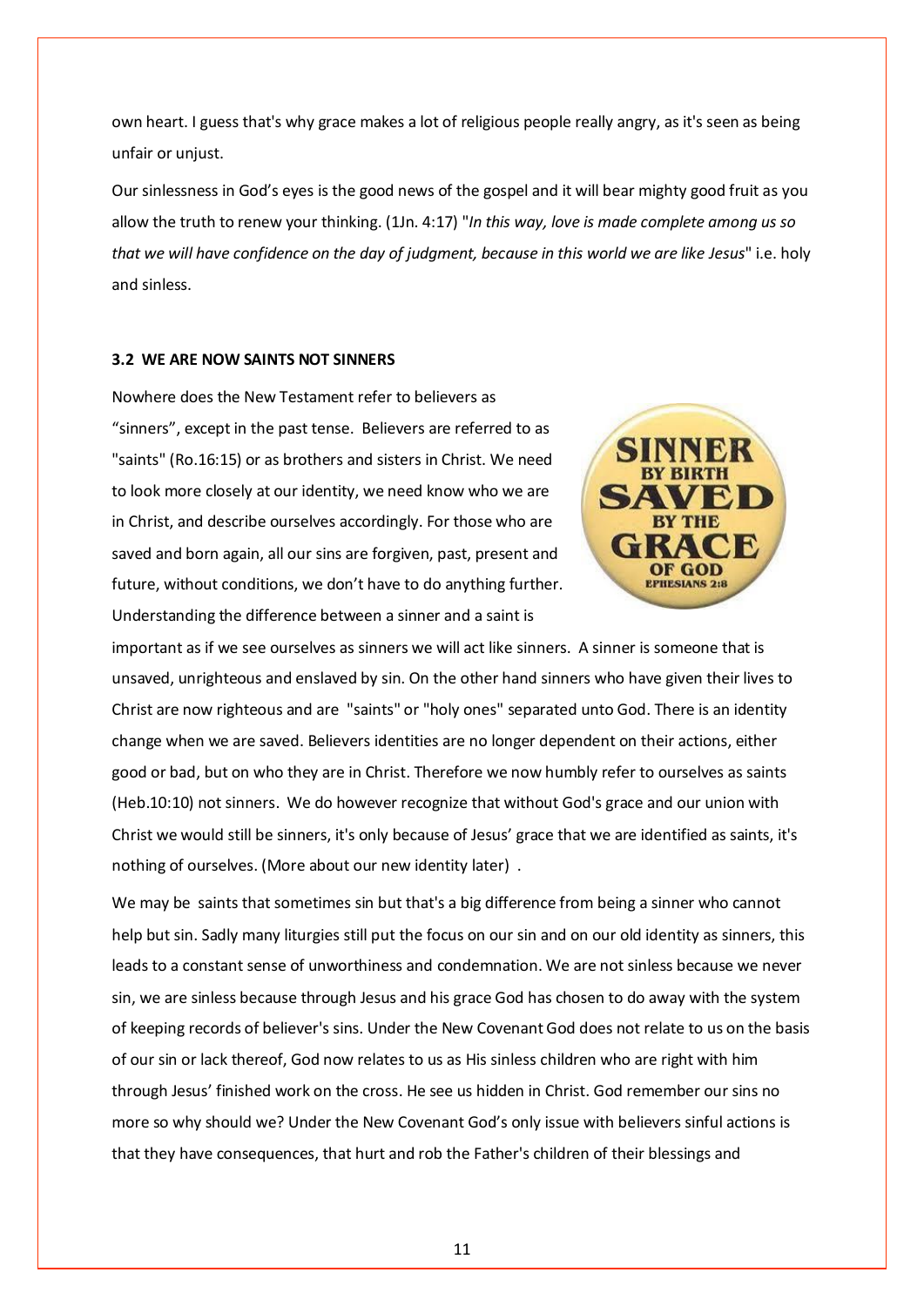own heart. I guess that's why grace makes a lot of religious people really angry, as it's seen as being unfair or unjust.

Our sinlessness in God's eyes is the good news of the gospel and it will bear mighty good fruit as you allow the truth to renew your thinking. (1Jn. 4:17) "*In this way, love is made complete among us so that we will have confidence on the day of judgment, because in this world we are like Jesus*" i.e. holy and sinless.

### 3.2 WE ARE NOW SAINTS NOT SINNERS

Nowhere does the New Testament refer to believers as "sinners", except in the past tense. Believers are referred to as "saints" (Ro.16:15) or as brothers and sisters in Christ. We need to look more closely at our identity, we need know who we are in Christ, and describe ourselves accordingly. For those who are saved and born again, all our sins are forgiven, past, present and future, without conditions, we don't have to do anything further. Understanding the difference between a sinner and a saint is important as if we see ourselves as sinners we will act like sinners. A sinner is someone that is unsaved, unrighteous and enslaved by sin. On the other hand sinners who have given their lives to Christ are now righteous and are "saints" or "holy ones" separated unto God. There is an identity change when we are saved. Believers identities are no longer dependent on their actions, either good or bad, but on who they are in Christ. Therefore we now humbly refer to ourselves as saints (Heb.10:10) not sinners. We do however recognize that without God's grace and our union with Christ we would still be sinners, it's only because of Jesus' grace that we are identified as saints, it's nothing of ourselves. (More about our new identity later) .

We may be saints that sometimes sin but that's a big difference from being a sinner who cannot help but sin. Sadly many liturgies still put the focus on our sin and on our old identity as sinners, this leads to a constant sense of unworthiness and condemnation. We are not sinless because we never sin, we are sinless because through Jesus and his grace God has chosen to do away with the system of keeping records of believer's sins. Under the New Covenant God does not relate to us on the basis of our sin or lack thereof, God now relates to us as His sinless children who are right with him through Jesus' finished work on the cross. He see us hidden in Christ. God remember our sins no more so why should we? Under the New Covenant God's only issue with believers sinful actions is that they have consequences, that hurt and rob the Father's children of their blessings and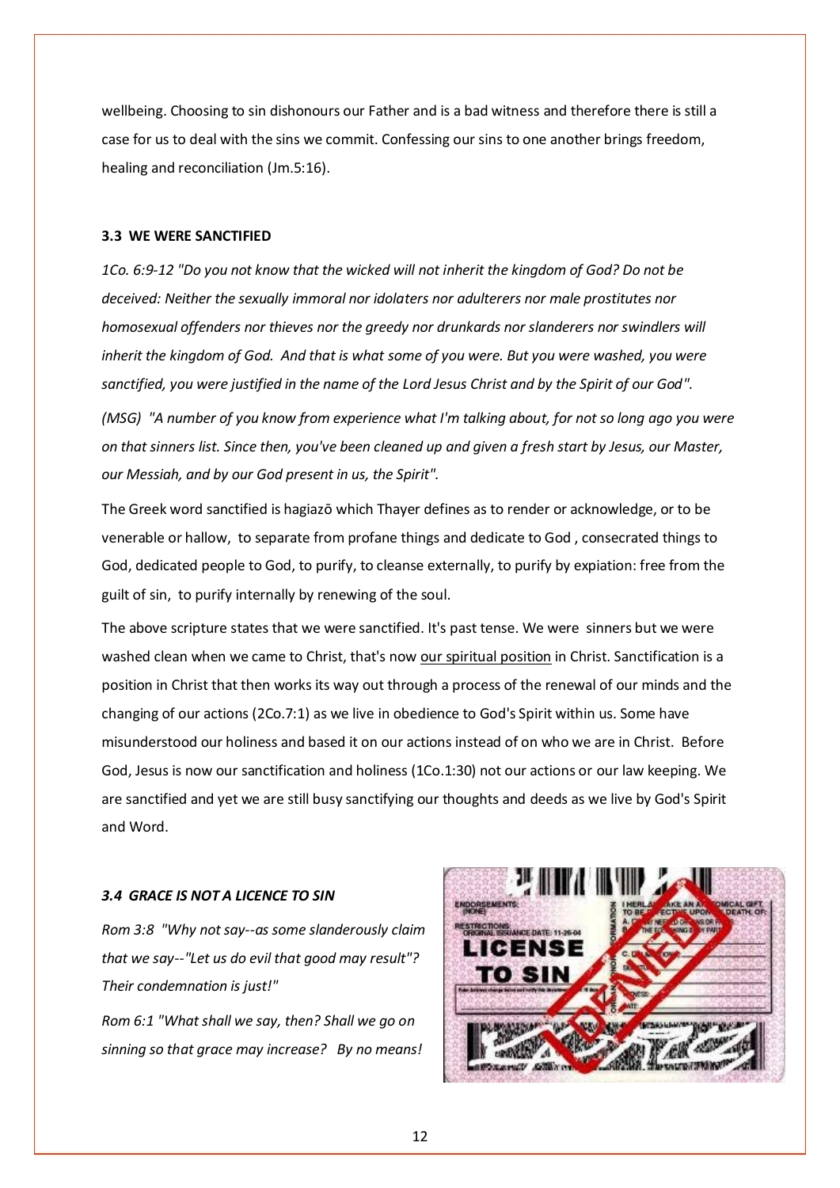wellbeing. Choosing to sin dishonours our Father and is a bad witness and therefore there is still a case for us to deal with the sins we commit. Confessing our sins to one another brings freedom, healing and reconciliation (Jm.5:16).

### 3.3 WE WERE SANCTIFIED

*1Co. 6:9-12 "Do you not know that the wicked will not inherit the kingdom of God? Do not be deceived: Neither the sexually immoral nor idolaters nor adulterers nor male prostitutes nor homosexual offenders nor thieves nor the greedy nor drunkards nor slanderers nor swindlers will inherit the kingdom of God. And that is what some of you were. But you were washed, you were sanctified, you were justified in the name of the Lord Jesus Christ and by the Spirit of our God".*

*(MSG) "A number of you know from experience what I'm talking about, for not so long ago you were on that sinners list. Since then, you've been cleaned up and given a fresh start by Jesus, our Master, our Messiah, and by our God present in us, the Spirit".*

The Greek word sanctified is hagiazō which Thayer defines as to render or acknowledge, or to be venerable or hallow, to separate from profane things and dedicate to God , consecrated things to God, dedicated people to God, to purify, to cleanse externally, to purify by expiation: free from the guilt of sin, to purify internally by renewing of the soul.

The above scripture states that we were sanctified. It's past tense. We were sinners but we were washed clean when we came to Christ, that's now our spiritual position in Christ. Sanctification is a position in Christ that then works its way out through a process of the renewal of our minds and the changing of our actions (2Co.7:1) as we live in obedience to God's Spirit within us. Some have misunderstood our holiness and based it on our actions instead of on who we are in Christ. Before God, Jesus is now our sanctification and holiness (1Co.1:30) not our actions or our law keeping. We are sanctified and yet we are still busy sanctifying our thoughts and deeds as we live by God's Spirit and Word.

### *3.4 GRACE IS NOT A LICENCE TO SIN*

*Rom 3:8 "Why not say--as some slanderously claim that we say--"Let us do evil that good may result"? Their condemnation is just!"*

*Rom 6:1 "What shall we say, then? Shall we go on sinning so that grace may increase? By no means!*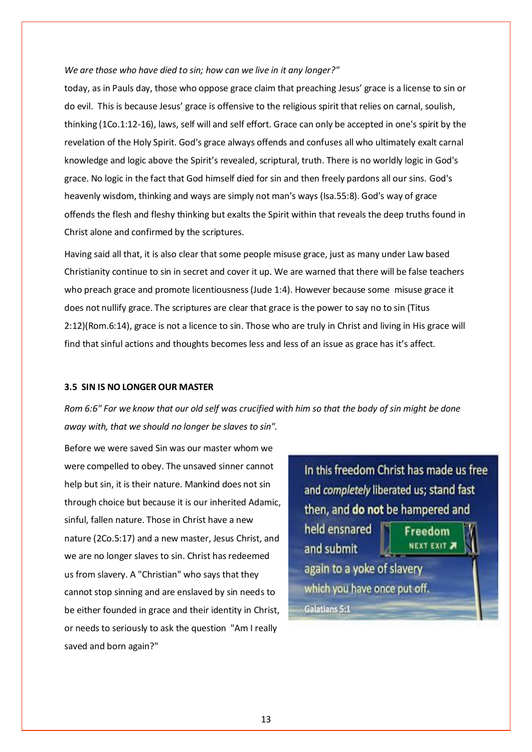*We are those who have died to sin; how can we live in it any longer?"*

today, as in Pauls day, those who oppose grace claim that preaching Jesus' grace is a license to sin or do evil. This is because Jesus' grace is offensive to the religious spirit that relies on carnal, soulish, thinking (1Co.1:12-16), laws, self will and self effort. Grace can only be accepted in one's spirit by the revelation of the Holy Spirit. God's grace always offends and confuses all who ultimately exalt carnal knowledge and logic above the Spirit's revealed, scriptural, truth. There is no worldly logic in God's grace. No logic in the fact that God himself died for sin and then freely pardons all our sins. God's heavenly wisdom, thinking and ways are simply not man's ways (Isa.55:8). God's way of grace offends the flesh and fleshy thinking but exalts the Spirit within that reveals the deep truths found in Christ alone and confirmed by the scriptures.

Having said all that, it is also clear that some people misuse grace, just as many under Law based Christianity continue to sin in secret and cover it up. We are warned that there will be false teachers who preach grace and promote licentiousness (Jude 1:4). However because some misuse grace it does not nullify grace. The scriptures are clear that grace is the power to say no to sin (Titus 2:12)(Rom.6:14), grace is not a licence to sin. Those who are truly in Christ and living in His grace will find that sinful actions and thoughts becomes less and less of an issue as grace has it's affect.

**3.5 SIN IS NO LONGER OUR MASTER**

*Rom 6:6" For we know that our old self was crucified with him so that the body of sin might be done away with, that we should no longer be slaves to sin".*

Before we were saved Sin was our master whom we were compelled to obey. The unsaved sinner cannot help but sin, it is their nature. Mankind does not sin through choice but because it is our inherited Adamic, sinful, fallen nature. Those in Christ have a new nature (2Co.5:17) and a new master, Jesus Christ, and we are no longer slaves to sin. Christ has redeemed us from slavery. A "Christian" who says that they cannot stop sinning and are enslaved by sin needs to be either founded in grace and their identity in Christ, or needs to seriously to ask the question "Am I really saved and born again?"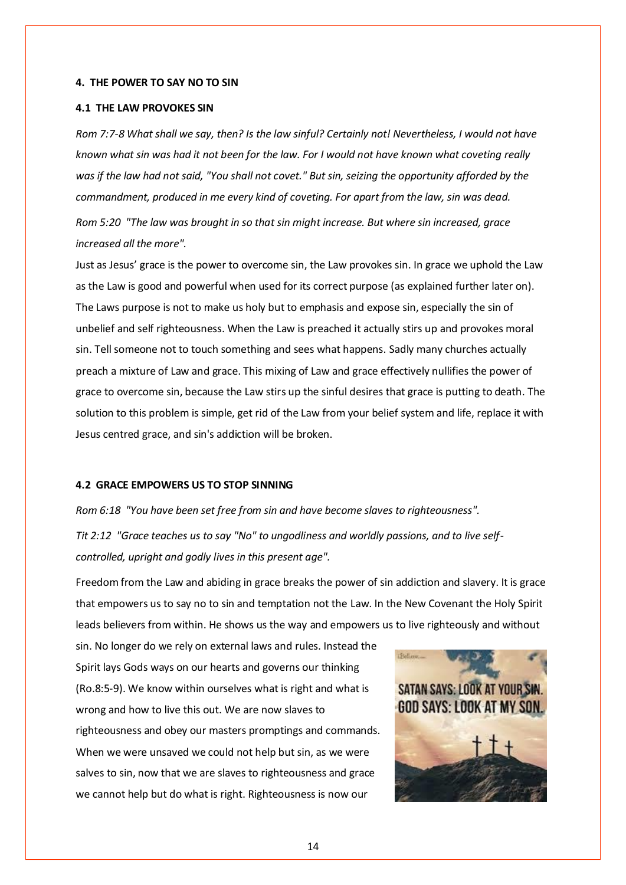**4. THE POWER TO SAY NO TO SIN**

**4.1 THE LAW PROVOKES SIN**

*Rom 7:7-8 What shall we say, then? Is the law sinful? Certainly not! Nevertheless, I would not have known what sin was had it not been for the law. For I would not have known what coveting really was if the law had not said, "You shall not covet." But sin, seizing the opportunity afforded by the commandment, produced in me every kind of coveting. For apart from the law, sin was dead.*

*Rom 5:20 "The law was brought in so that sin might increase. But where sin increased, grace increased all the more".*

Just as Jesus' grace is the power to overcome sin, the Law provokes sin. In grace we uphold the Law as the Law is good and powerful when used for its correct purpose (as explained further later on). The Laws purpose is not to make us holy but to emphasis and expose sin, especially the sin of unbelief and self righteousness. When the Law is preached it actually stirs up and provokes moral sin. Tell someone not to touch something and sees what happens. Sadly many churches actually preach a mixture of Law and grace. This mixing of Law and grace effectively nullifies the power of grace to overcome sin, because the Law stirs up the sinful desires that grace is putting to death. The solution to this problem is simple, get rid of the Law from your belief system and life, replace it with Jesus centred grace, and sin's addiction will be broken.

**4.2 GRACE EMPOWERS US TO STOP SINNING**

*Rom 6:18 "You have been set free from sin and have become slaves to righteousness".*

*Tit 2:12 "Grace teaches us to say "No" to ungodliness and worldly passions, and to live self-controlled, upright and godly lives in this present age".*

Freedom from the Law and abiding in grace breaks the power of sin addiction and slavery. It is grace that empowers us to say no to sin and temptation not the Law. In the New Covenant the Holy Spirit leads believers from within. He shows us the way and empowers us to live righteously and without sin. No longer do we rely on external laws and rules. Instead the Spirit lays Gods ways on our hearts and governs our thinking (Ro.8:5-9). We know within ourselves what is right and what is wrong and how to live this out. We are now slaves to righteousness and obey our masters promptings and commands. When we were unsaved we could not help but sin, as we were salves to sin, now that we are slaves to righteousness and grace we cannot help but do what is right. Righteousness is now our

SATAN SAYS: LOOK AT YOUR SIN. GOD SAYS: LOOK AT MY SON.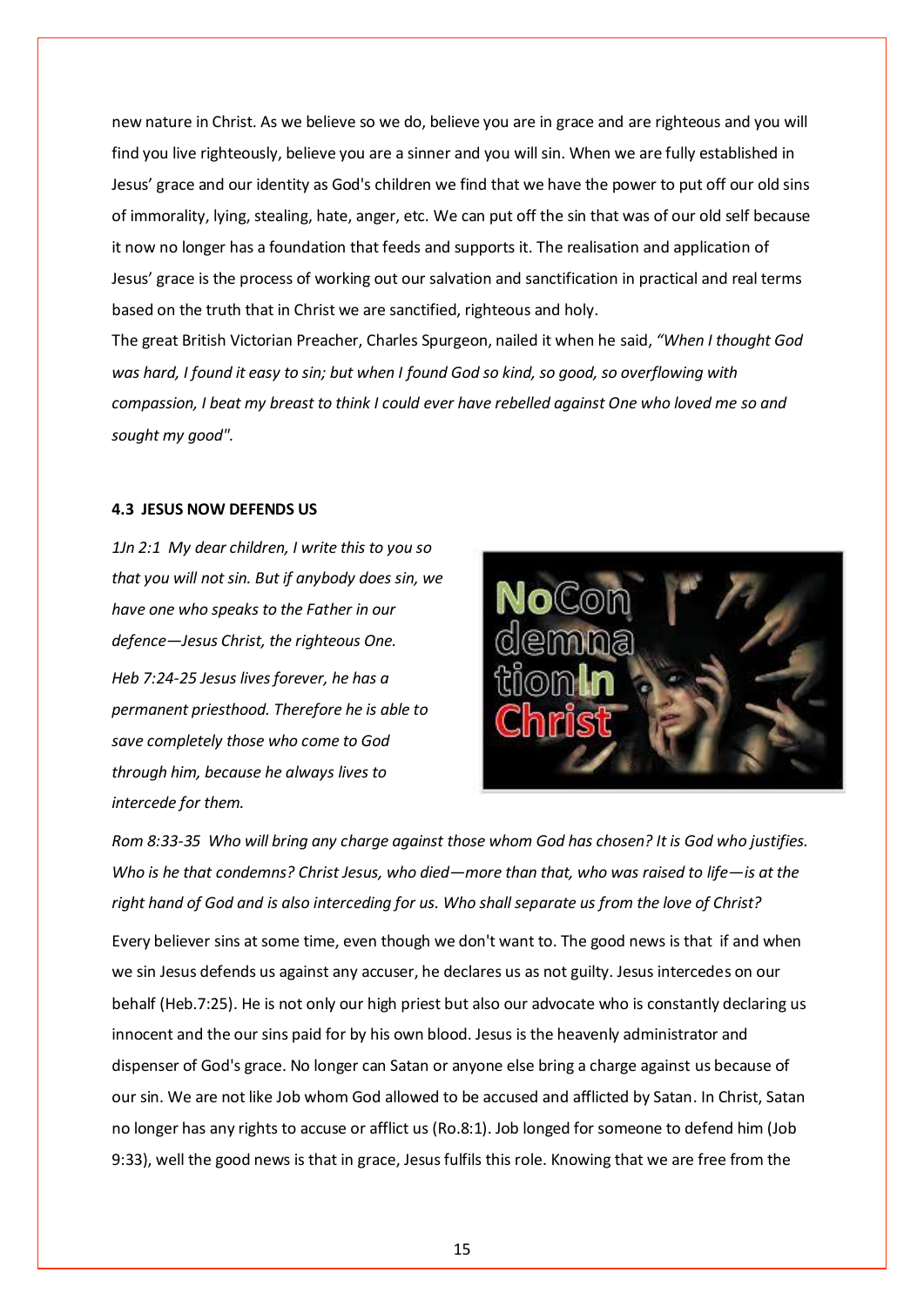new nature in Christ. As we believe so we do, believe you are in grace and are righteous and you will find you live righteously, believe you are a sinner and you will sin. When we are fully established in Jesus' grace and our identity as God's children we find that we have the power to put off our old sins of immorality, lying, stealing, hate, anger, etc. We can put off the sin that was of our old self because it now no longer has a foundation that feeds and supports it. The realisation and application of Jesus' grace is the process of working out our salvation and sanctification in practical and real terms based on the truth that in Christ we are sanctified, righteous and holy.

The great British Victorian Preacher, Charles Spurgeon, nailed it when he said, *"When I thought God was hard, I found it easy to sin; but when I found God so kind, so good, so overflowing with compassion, I beat my breast to think I could ever have rebelled against One who loved me so and sought my good".*

**4.3 JESUS NOW DEFENDS US**

*1Jn 2:1 My dear children, I write this to you so that you will not sin. But if anybody does sin, we have one who speaks to the Father in our defence—Jesus Christ, the righteous One.*

*Heb 7:24-25 Jesus lives forever, he has a permanent priesthood. Therefore he is able to save completely those who come to God through him, because he always lives to intercede for them.*

*Rom 8:33-35 Who will bring any charge against those whom God has chosen? It is God who justifies. Who is he that condemns? Christ Jesus, who died—more than that, who was raised to life—is at the right hand of God and is also interceding for us. Who shall separate us from the love of Christ?*

Every believer sins at some time, even though we don't want to. The good news is that if and when we sin Jesus defends us against any accuser, he declares us as not guilty. Jesus intercedes on our behalf (Heb.7:25). He is not only our high priest but also our advocate who is constantly declaring us innocent and the our sins paid for by his own blood. Jesus is the heavenly administrator and dispenser of God's grace. No longer can Satan or anyone else bring a charge against us because of our sin. We are not like Job whom God allowed to be accused and afflicted by Satan. In Christ, Satan no longer has any rights to accuse or afflict us (Ro.8:1). Job longed for someone to defend him (Job 9:33), well the good news is that in grace, Jesus fulfils this role. Knowing that we are free from the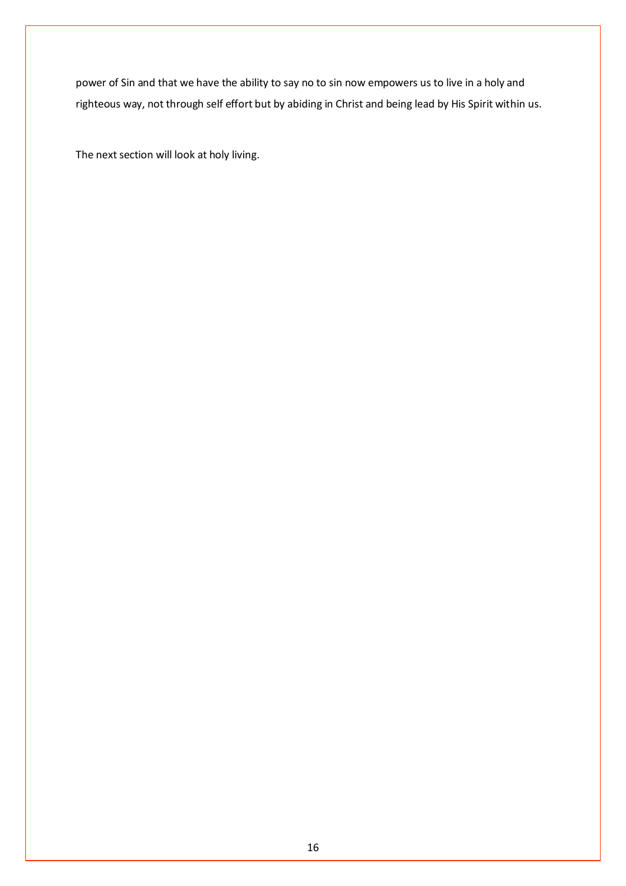power of Sin and that we have the ability to say no to sin now empowers us to live in a holy and righteous way, not through self effort but by abiding in Christ and being lead by His Spirit within us.

The next section will look at holy living.